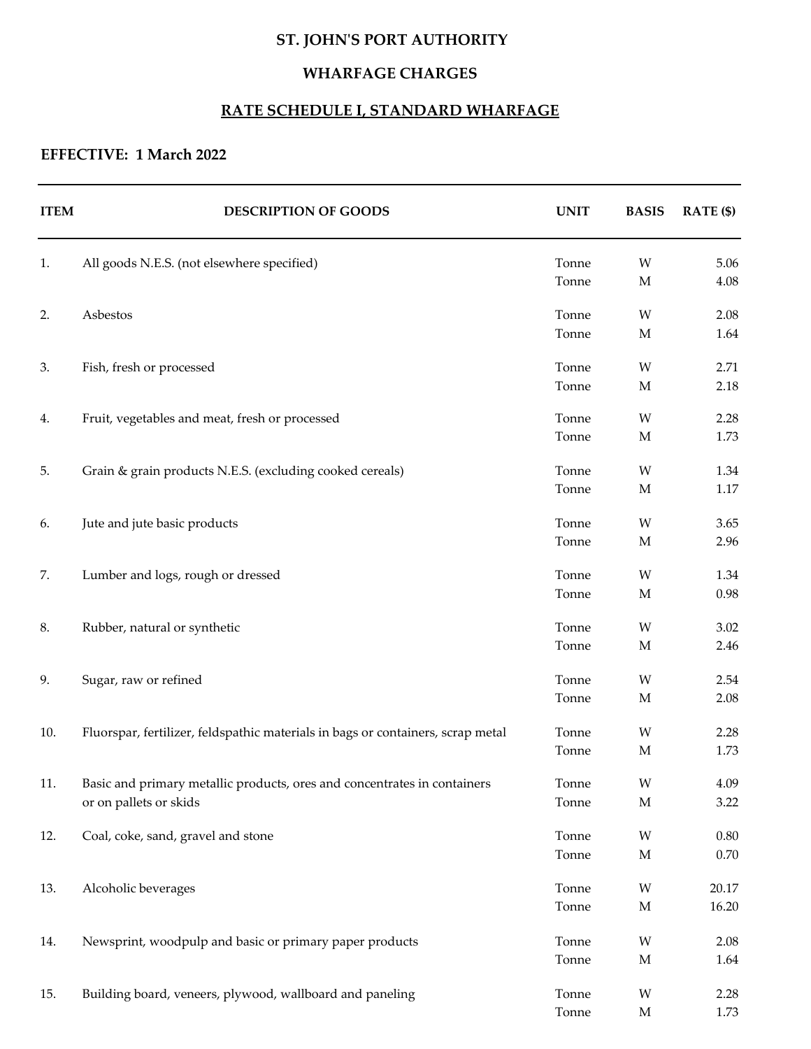# ST. JOHN'S PORT AUTHORITY

## WHARFAGE CHARGES

## RATE SCHEDULE I, STANDARD WHARFAGE

**EFFECTIVE: 1 March 2022**

| ITEM | DESCRIPTION OF GOODS | UNIT | BASIS | RATE ($) |
|---|---|---|---|---|
| 1. | All goods N.E.S. (not elsewhere specified) | Tonne | W | 5.06 |
| | | Tonne | M | 4.08 |
| 2. | Asbestos | Tonne | W | 2.08 |
| | | Tonne | M | 1.64 |
| 3. | Fish, fresh or processed | Tonne | W | 2.71 |
| | | Tonne | M | 2.18 |
| 4. | Fruit, vegetables and meat, fresh or processed | Tonne | W | 2.28 |
| | | Tonne | M | 1.73 |
| 5. | Grain & grain products N.E.S. (excluding cooked cereals) | Tonne | W | 1.34 |
| | | Tonne | M | 1.17 |
| 6. | Jute and jute basic products | Tonne | W | 3.65 |
| | | Tonne | M | 2.96 |
| 7. | Lumber and logs, rough or dressed | Tonne | W | 1.34 |
| | | Tonne | M | 0.98 |
| 8. | Rubber, natural or synthetic | Tonne | W | 3.02 |
| | | Tonne | M | 2.46 |
| 9. | Sugar, raw or refined | Tonne | W | 2.54 |
| | | Tonne | M | 2.08 |
| 10. | Fluorspar, fertilizer, feldspathic materials in bags or containers, scrap metal | Tonne | W | 2.28 |
| | | Tonne | M | 1.73 |
| 11. | Basic and primary metallic products, ores and concentrates in containers or on pallets or skids | Tonne | W | 4.09 |
| | | Tonne | M | 3.22 |
| 12. | Coal, coke, sand, gravel and stone | Tonne | W | 0.80 |
| | | Tonne | M | 0.70 |
| 13. | Alcoholic beverages | Tonne | W | 20.17 |
| | | Tonne | M | 16.20 |
| 14. | Newsprint, woodpulp and basic or primary paper products | Tonne | W | 2.08 |
| | | Tonne | M | 1.64 |
| 15. | Building board, veneers, plywood, wallboard and paneling | Tonne | W | 2.28 |
| | | Tonne | M | 1.73 |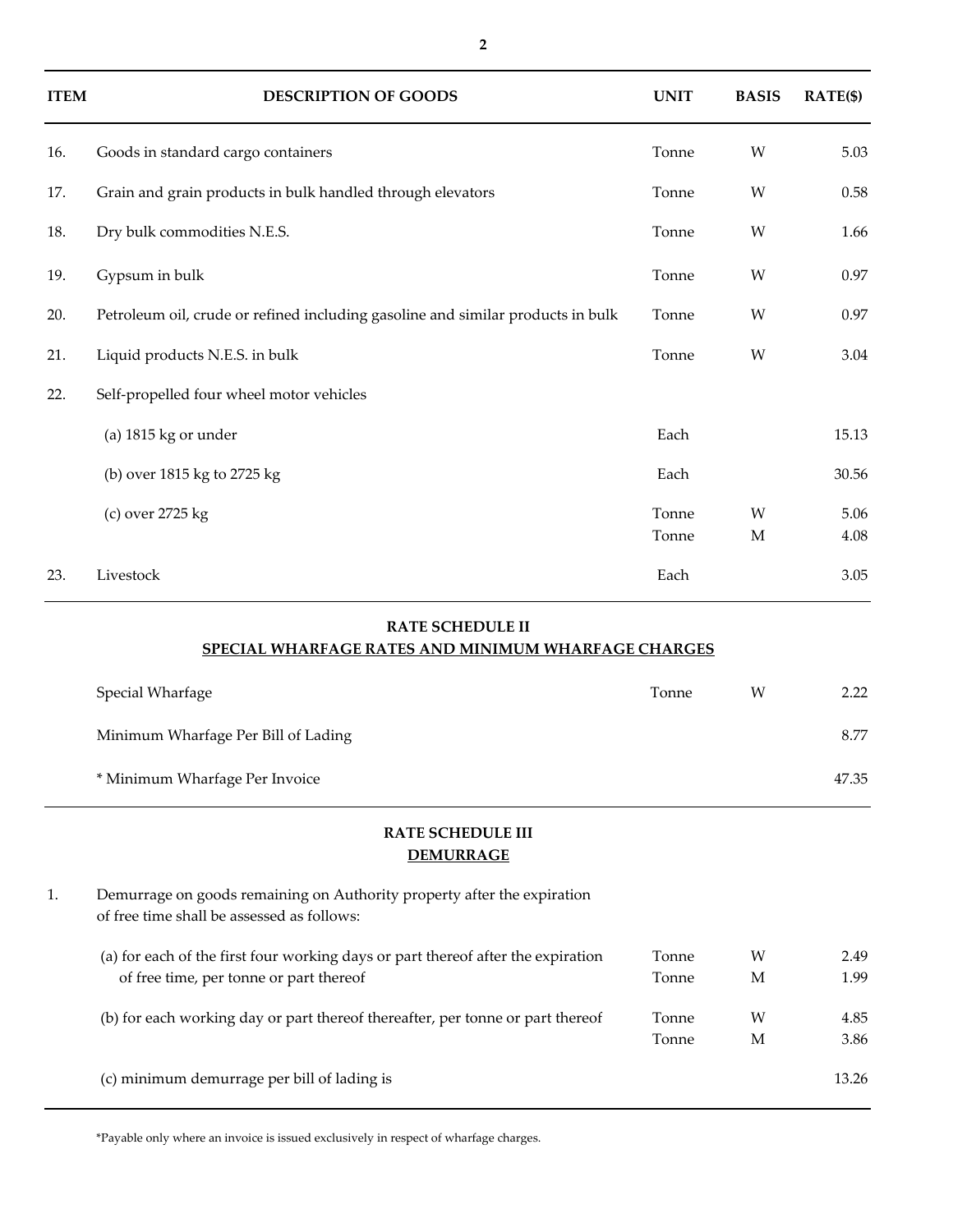| ITEM | DESCRIPTION OF GOODS | UNIT | BASIS | RATE($) |
|---|---|---|---|---|
| 16. | Goods in standard cargo containers | Tonne | W | 5.03 |
| 17. | Grain and grain products in bulk handled through elevators | Tonne | W | 0.58 |
| 18. | Dry bulk commodities N.E.S. | Tonne | W | 1.66 |
| 19. | Gypsum in bulk | Tonne | W | 0.97 |
| 20. | Petroleum oil, crude or refined including gasoline and similar products in bulk | Tonne | W | 0.97 |
| 21. | Liquid products N.E.S. in bulk | Tonne | W | 3.04 |
| 22. | Self-propelled four wheel motor vehicles | | | |
| | (a) 1815 kg or under | Each | | 15.13 |
| | (b) over 1815 kg to 2725 kg | Each | | 30.56 |
| | (c) over 2725 kg | Tonne | W | 5.06 |
| | | Tonne | M | 4.08 |
| 23. | Livestock | Each | | 3.05 |

## RATE SCHEDULE II
## SPECIAL WHARFAGE RATES AND MINIMUM WHARFAGE CHARGES

| | UNIT | BASIS | RATE($) |
|---|---|---|---|
| Special Wharfage | Tonne | W | 2.22 |
| Minimum Wharfage Per Bill of Lading | | | 8.77 |
| * Minimum Wharfage Per Invoice | | | 47.35 |

## RATE SCHEDULE III
## DEMURRAGE

1. Demurrage on goods remaining on Authority property after the expiration of free time shall be assessed as follows:

| | UNIT | BASIS | RATE($) |
|---|---|---|---|
| (a) for each of the first four working days or part thereof after the expiration of free time, per tonne or part thereof | Tonne | W | 2.49 |
| | Tonne | M | 1.99 |
| (b) for each working day or part thereof thereafter, per tonne or part thereof | Tonne | W | 4.85 |
| | Tonne | M | 3.86 |
| (c) minimum demurrage per bill of lading is | | | 13.26 |

*Payable only where an invoice is issued exclusively in respect of wharfage charges.